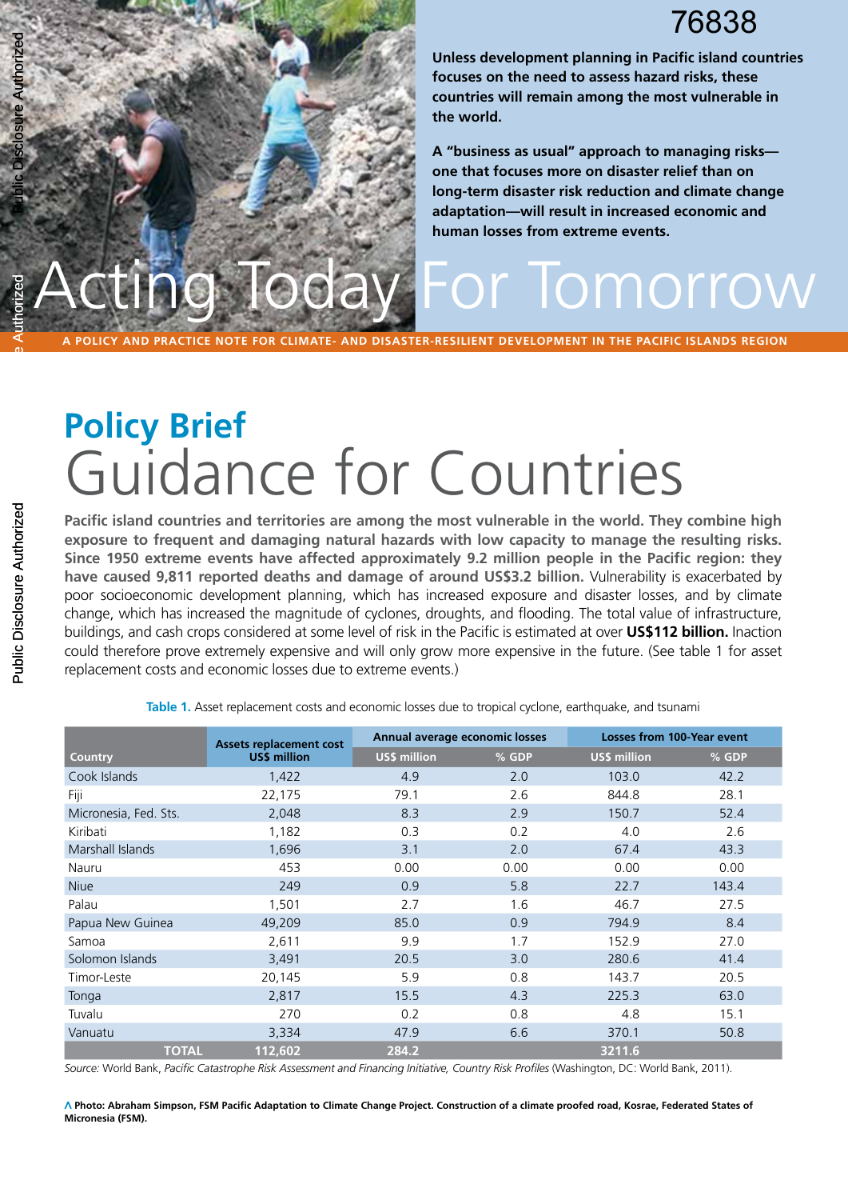76838

**Unless development planning in Pacific island countries focuses on the need to assess hazard risks, these countries will remain among the most vulnerable in the world.**

**A "business as usual" approach to managing risks—one that focuses more on disaster relief than on long-term disaster risk reduction and climate change adaptation—will result in increased economic and human losses from extreme events.**

# Acting Today For Tomorrow

**A POLICY AND PRACTICE NOTE FOR CLIMATE- AND DISASTER-RESILIENT DEVELOPMENT IN THE PACIFIC ISLANDS REGION**

## Policy Brief
# Guidance for Countries

**Pacific island countries and territories are among the most vulnerable in the world. They combine high exposure to frequent and damaging natural hazards with low capacity to manage the resulting risks. Since 1950 extreme events have affected approximately 9.2 million people in the Pacific region: they have caused 9,811 reported deaths and damage of around US$3.2 billion.** Vulnerability is exacerbated by poor socioeconomic development planning, which has increased exposure and disaster losses, and by climate change, which has increased the magnitude of cyclones, droughts, and flooding. The total value of infrastructure, buildings, and cash crops considered at some level of risk in the Pacific is estimated at over **US$112 billion.** Inaction could therefore prove extremely expensive and will only grow more expensive in the future. (See table 1 for asset replacement costs and economic losses due to extreme events.)

**Table 1.** Asset replacement costs and economic losses due to tropical cyclone, earthquake, and tsunami

| Country | Assets replacement cost US$ million | Annual average economic losses | | Losses from 100-Year event | |
|---|---|---|---|---|---|
| | | US$ million | % GDP | US$ million | % GDP |
| Cook Islands | 1,422 | 4.9 | 2.0 | 103.0 | 42.2 |
| Fiji | 22,175 | 79.1 | 2.6 | 844.8 | 28.1 |
| Micronesia, Fed. Sts. | 2,048 | 8.3 | 2.9 | 150.7 | 52.4 |
| Kiribati | 1,182 | 0.3 | 0.2 | 4.0 | 2.6 |
| Marshall Islands | 1,696 | 3.1 | 2.0 | 67.4 | 43.3 |
| Nauru | 453 | 0.00 | 0.00 | 0.00 | 0.00 |
| Niue | 249 | 0.9 | 5.8 | 22.7 | 143.4 |
| Palau | 1,501 | 2.7 | 1.6 | 46.7 | 27.5 |
| Papua New Guinea | 49,209 | 85.0 | 0.9 | 794.9 | 8.4 |
| Samoa | 2,611 | 9.9 | 1.7 | 152.9 | 27.0 |
| Solomon Islands | 3,491 | 20.5 | 3.0 | 280.6 | 41.4 |
| Timor-Leste | 20,145 | 5.9 | 0.8 | 143.7 | 20.5 |
| Tonga | 2,817 | 15.5 | 4.3 | 225.3 | 63.0 |
| Tuvalu | 270 | 0.2 | 0.8 | 4.8 | 15.1 |
| Vanuatu | 3,334 | 47.9 | 6.6 | 370.1 | 50.8 |
| **TOTAL** | **112,602** | **284.2** | | **3211.6** | |

*Source:* World Bank, *Pacific Catastrophe Risk Assessment and Financing Initiative, Country Risk Profiles* (Washington, DC: World Bank, 2011).

**^ Photo: Abraham Simpson, FSM Pacific Adaptation to Climate Change Project. Construction of a climate proofed road, Kosrae, Federated States of Micronesia (FSM).**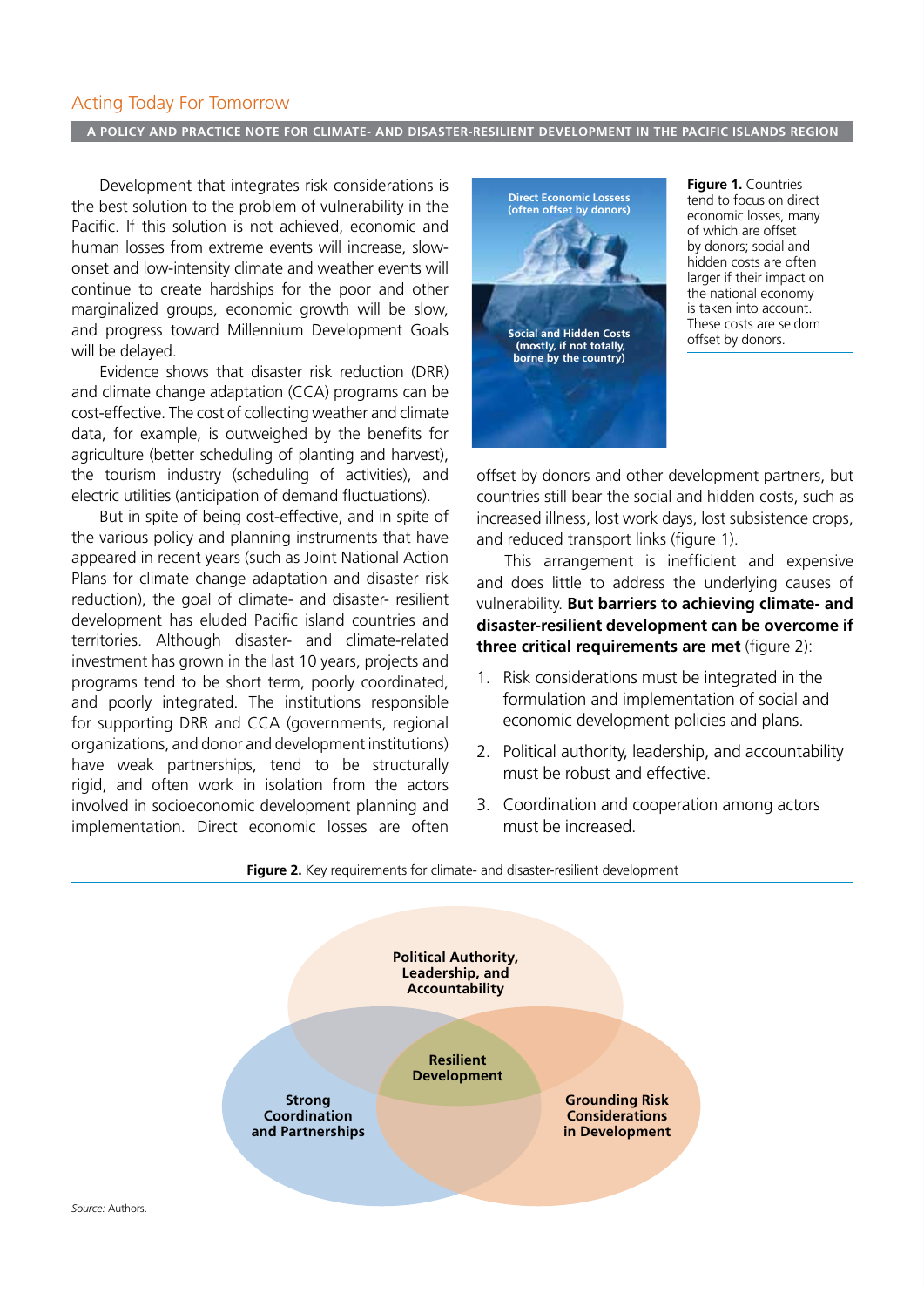Development that integrates risk considerations is the best solution to the problem of vulnerability in the Pacific. If this solution is not achieved, economic and human losses from extreme events will increase, slow-onset and low-intensity climate and weather events will continue to create hardships for the poor and other marginalized groups, economic growth will be slow, and progress toward Millennium Development Goals will be delayed.

Evidence shows that disaster risk reduction (DRR) and climate change adaptation (CCA) programs can be cost-effective. The cost of collecting weather and climate data, for example, is outweighed by the benefits for agriculture (better scheduling of planting and harvest), the tourism industry (scheduling of activities), and electric utilities (anticipation of demand fluctuations).

But in spite of being cost-effective, and in spite of the various policy and planning instruments that have appeared in recent years (such as Joint National Action Plans for climate change adaptation and disaster risk reduction), the goal of climate- and disaster- resilient development has eluded Pacific island countries and territories. Although disaster- and climate-related investment has grown in the last 10 years, projects and programs tend to be short term, poorly coordinated, and poorly integrated. The institutions responsible for supporting DRR and CCA (governments, regional organizations, and donor and development institutions) have weak partnerships, tend to be structurally rigid, and often work in isolation from the actors involved in socioeconomic development planning and implementation. Direct economic losses are often offset by donors and other development partners, but countries still bear the social and hidden costs, such as increased illness, lost work days, lost subsistence crops, and reduced transport links (figure 1).

Direct Economic Losses (often offset by donors)

Social and Hidden Costs (mostly, if not totally, borne by the country)

**Figure 1.** Countries tend to focus on direct economic losses, many of which are offset by donors; social and hidden costs are often larger if their impact on the national economy is taken into account. These costs are seldom offset by donors.

This arrangement is inefficient and expensive and does little to address the underlying causes of vulnerability. **But barriers to achieving climate- and disaster-resilient development can be overcome if three critical requirements are met** (figure 2):

1. Risk considerations must be integrated in the formulation and implementation of social and economic development policies and plans.
2. Political authority, leadership, and accountability must be robust and effective.
3. Coordination and cooperation among actors must be increased.

**Figure 2.** Key requirements for climate- and disaster-resilient development

Political Authority, Leadership, and Accountability

Resilient Development

Strong Coordination and Partnerships

Grounding Risk Considerations in Development

*Source:* Authors.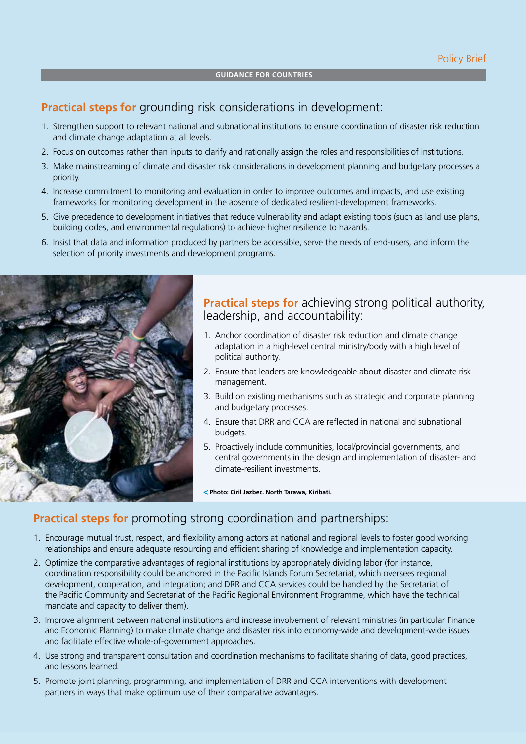**GUIDANCE FOR COUNTRIES**

## Practical steps for grounding risk considerations in development:

1. Strengthen support to relevant national and subnational institutions to ensure coordination of disaster risk reduction and climate change adaptation at all levels.
2. Focus on outcomes rather than inputs to clarify and rationally assign the roles and responsibilities of institutions.
3. Make mainstreaming of climate and disaster risk considerations in development planning and budgetary processes a priority.
4. Increase commitment to monitoring and evaluation in order to improve outcomes and impacts, and use existing frameworks for monitoring development in the absence of dedicated resilient-development frameworks.
5. Give precedence to development initiatives that reduce vulnerability and adapt existing tools (such as land use plans, building codes, and environmental regulations) to achieve higher resilience to hazards.
6. Insist that data and information produced by partners be accessible, serve the needs of end-users, and inform the selection of priority investments and development programs.

## Practical steps for achieving strong political authority, leadership, and accountability:

1. Anchor coordination of disaster risk reduction and climate change adaptation in a high-level central ministry/body with a high level of political authority.
2. Ensure that leaders are knowledgeable about disaster and climate risk management.
3. Build on existing mechanisms such as strategic and corporate planning and budgetary processes.
4. Ensure that DRR and CCA are reflected in national and subnational budgets.
5. Proactively include communities, local/provincial governments, and central governments in the design and implementation of disaster- and climate-resilient investments.

**< Photo: Ciril Jazbec. North Tarawa, Kiribati.**

## Practical steps for promoting strong coordination and partnerships:

1. Encourage mutual trust, respect, and flexibility among actors at national and regional levels to foster good working relationships and ensure adequate resourcing and efficient sharing of knowledge and implementation capacity.
2. Optimize the comparative advantages of regional institutions by appropriately dividing labor (for instance, coordination responsibility could be anchored in the Pacific Islands Forum Secretariat, which oversees regional development, cooperation, and integration; and DRR and CCA services could be handled by the Secretariat of the Pacific Community and Secretariat of the Pacific Regional Environment Programme, which have the technical mandate and capacity to deliver them).
3. Improve alignment between national institutions and increase involvement of relevant ministries (in particular Finance and Economic Planning) to make climate change and disaster risk into economy-wide and development-wide issues and facilitate effective whole-of-government approaches.
4. Use strong and transparent consultation and coordination mechanisms to facilitate sharing of data, good practices, and lessons learned.
5. Promote joint planning, programming, and implementation of DRR and CCA interventions with development partners in ways that make optimum use of their comparative advantages.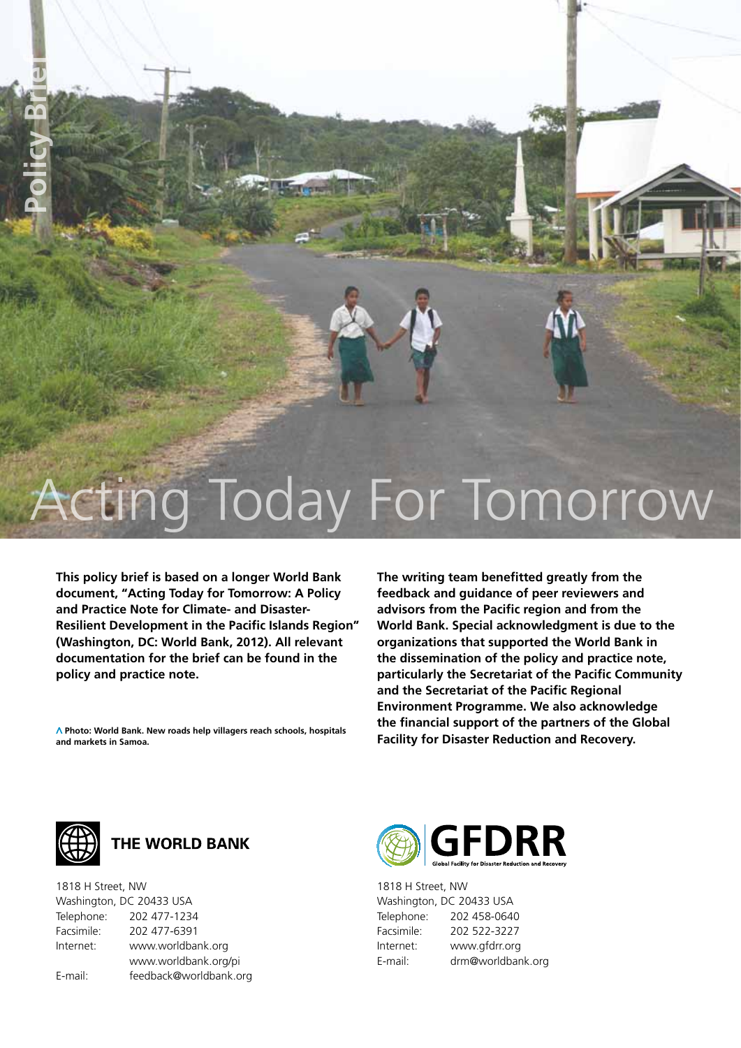Policy Brief

# Acting Today For Tomorrow

**This policy brief is based on a longer World Bank document, "Acting Today for Tomorrow: A Policy and Practice Note for Climate- and Disaster-Resilient Development in the Pacific Islands Region" (Washington, DC: World Bank, 2012). All relevant documentation for the brief can be found in the policy and practice note.**

**^ Photo: World Bank. New roads help villagers reach schools, hospitals and markets in Samoa.**

**The writing team benefitted greatly from the feedback and guidance of peer reviewers and advisors from the Pacific region and from the World Bank. Special acknowledgment is due to the organizations that supported the World Bank in the dissemination of the policy and practice note, particularly the Secretariat of the Pacific Community and the Secretariat of the Pacific Regional Environment Programme. We also acknowledge the financial support of the partners of the Global Facility for Disaster Reduction and Recovery.**

**THE WORLD BANK**

1818 H Street, NW
Washington, DC 20433 USA
Telephone: 202 477-1234
Facsimile: 202 477-6391
Internet: www.worldbank.org
www.worldbank.org/pi
E-mail: feedback@worldbank.org

**GFDRR**
Global Facility for Disaster Reduction and Recovery

1818 H Street, NW
Washington, DC 20433 USA
Telephone: 202 458-0640
Facsimile: 202 522-3227
Internet: www.gfdrr.org
E-mail: drm@worldbank.org